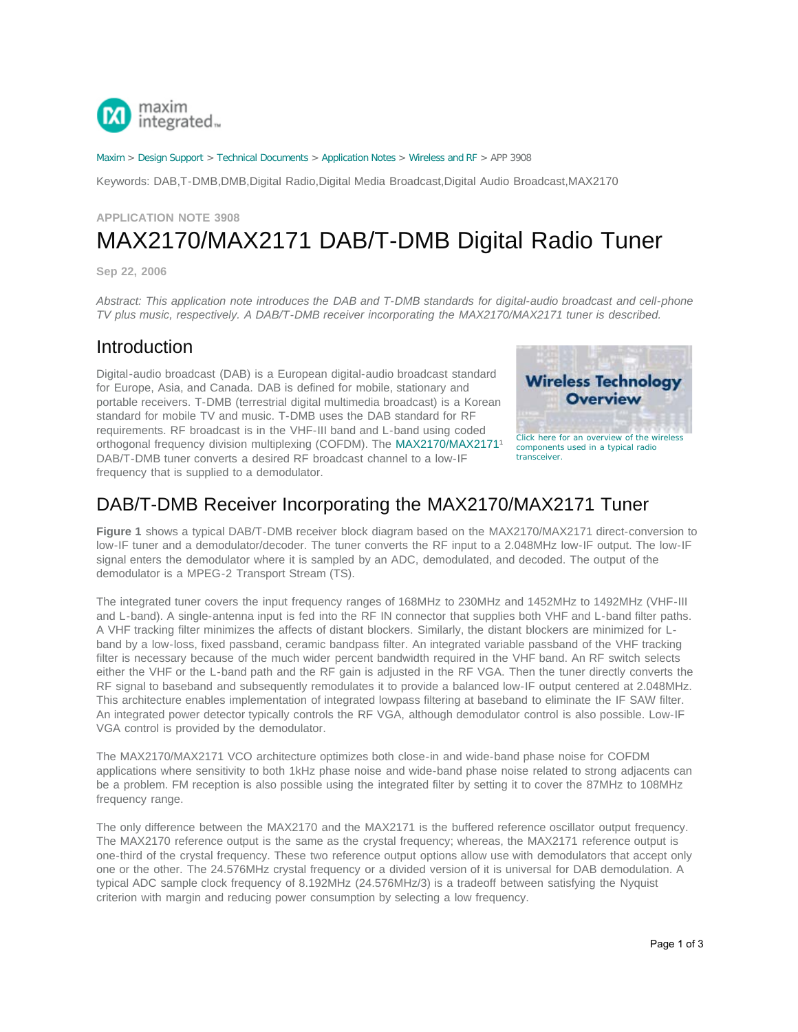Maxim > Design Support > Technical Documents > Application Notes > Wireless and RF > APP 3908

Keywords: DAB,T-DMB,DMB,Digital Radio,Digital Media Broadcast,Digital Audio Broadcast,MAX2170

**APPLICATION NOTE 3908**

# MAX2170/MAX2171 DAB/T-DMB Digital Radio Tuner

**Sep 22, 2006**

*Abstract: This application note introduces the DAB and T-DMB standards for digital-audio broadcast and cell-phone TV plus music, respectively. A DAB/T-DMB receiver incorporating the MAX2170/MAX2171 tuner is described.*

## Introduction

Digital-audio broadcast (DAB) is a European digital-audio broadcast standard for Europe, Asia, and Canada. DAB is defined for mobile, stationary and portable receivers. T-DMB (terrestrial digital multimedia broadcast) is a Korean standard for mobile TV and music. T-DMB uses the DAB standard for RF requirements. RF broadcast is in the VHF-III band and L-band using coded orthogonal frequency division multiplexing (COFDM). The MAX2170/MAX2171[1] DAB/T-DMB tuner converts a desired RF broadcast channel to a low-IF frequency that is supplied to a demodulator.

Click here for an overview of the wireless components used in a typical radio transceiver.

## DAB/T-DMB Receiver Incorporating the MAX2170/MAX2171 Tuner

**Figure 1** shows a typical DAB/T-DMB receiver block diagram based on the MAX2170/MAX2171 direct-conversion to low-IF tuner and a demodulator/decoder. The tuner converts the RF input to a 2.048MHz low-IF output. The low-IF signal enters the demodulator where it is sampled by an ADC, demodulated, and decoded. The output of the demodulator is a MPEG-2 Transport Stream (TS).

The integrated tuner covers the input frequency ranges of 168MHz to 230MHz and 1452MHz to 1492MHz (VHF-III and L-band). A single-antenna input is fed into the RF IN connector that supplies both VHF and L-band filter paths. A VHF tracking filter minimizes the affects of distant blockers. Similarly, the distant blockers are minimized for L-band by a low-loss, fixed passband, ceramic bandpass filter. An integrated variable passband of the VHF tracking filter is necessary because of the much wider percent bandwidth required in the VHF band. An RF switch selects either the VHF or the L-band path and the RF gain is adjusted in the RF VGA. Then the tuner directly converts the RF signal to baseband and subsequently remodulates it to provide a balanced low-IF output centered at 2.048MHz. This architecture enables implementation of integrated lowpass filtering at baseband to eliminate the IF SAW filter. An integrated power detector typically controls the RF VGA, although demodulator control is also possible. Low-IF VGA control is provided by the demodulator.

The MAX2170/MAX2171 VCO architecture optimizes both close-in and wide-band phase noise for COFDM applications where sensitivity to both 1kHz phase noise and wide-band phase noise related to strong adjacents can be a problem. FM reception is also possible using the integrated filter by setting it to cover the 87MHz to 108MHz frequency range.

The only difference between the MAX2170 and the MAX2171 is the buffered reference oscillator output frequency. The MAX2170 reference output is the same as the crystal frequency; whereas, the MAX2171 reference output is one-third of the crystal frequency. These two reference output options allow use with demodulators that accept only one or the other. The 24.576MHz crystal frequency or a divided version of it is universal for DAB demodulation. A typical ADC sample clock frequency of 8.192MHz (24.576MHz/3) is a tradeoff between satisfying the Nyquist criterion with margin and reducing power consumption by selecting a low frequency.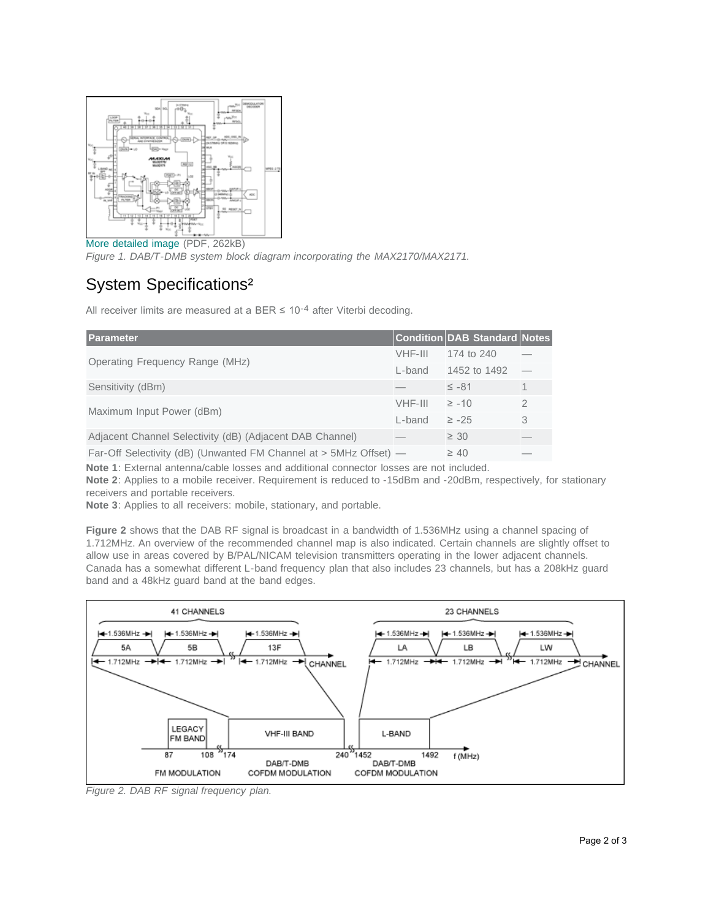More detailed image (PDF, 262kB)

*Figure 1. DAB/T-DMB system block diagram incorporating the MAX2170/MAX2171.*

## System Specifications[2]

All receiver limits are measured at a BER ≤ $10^{-4}$ after Viterbi decoding.

| Parameter | Condition | DAB Standard | Notes |
|---|---|---|---|
| Operating Frequency Range (MHz) | VHF-III | 174 to 240 | — |
| | L-band | 1452 to 1492 | — |
| Sensitivity (dBm) | — | ≤ -81 | 1 |
| Maximum Input Power (dBm) | VHF-III | ≥ -10 | 2 |
| | L-band | ≥ -25 | 3 |
| Adjacent Channel Selectivity (dB) (Adjacent DAB Channel) | — | ≥ 30 | — |
| Far-Off Selectivity (dB) (Unwanted FM Channel at > 5MHz Offset) | — | ≥ 40 | — |

**Note 1**: External antenna/cable losses and additional connector losses are not included.
**Note 2**: Applies to a mobile receiver. Requirement is reduced to -15dBm and -20dBm, respectively, for stationary receivers and portable receivers.
**Note 3**: Applies to all receivers: mobile, stationary, and portable.

**Figure 2** shows that the DAB RF signal is broadcast in a bandwidth of 1.536MHz using a channel spacing of 1.712MHz. An overview of the recommended channel map is also indicated. Certain channels are slightly offset to allow use in areas covered by B/PAL/NICAM television transmitters operating in the lower adjacent channels. Canada has a somewhat different L-band frequency plan that also includes 23 channels, but has a 208kHz guard band and a 48kHz guard band at the band edges.

*Figure 2. DAB RF signal frequency plan.*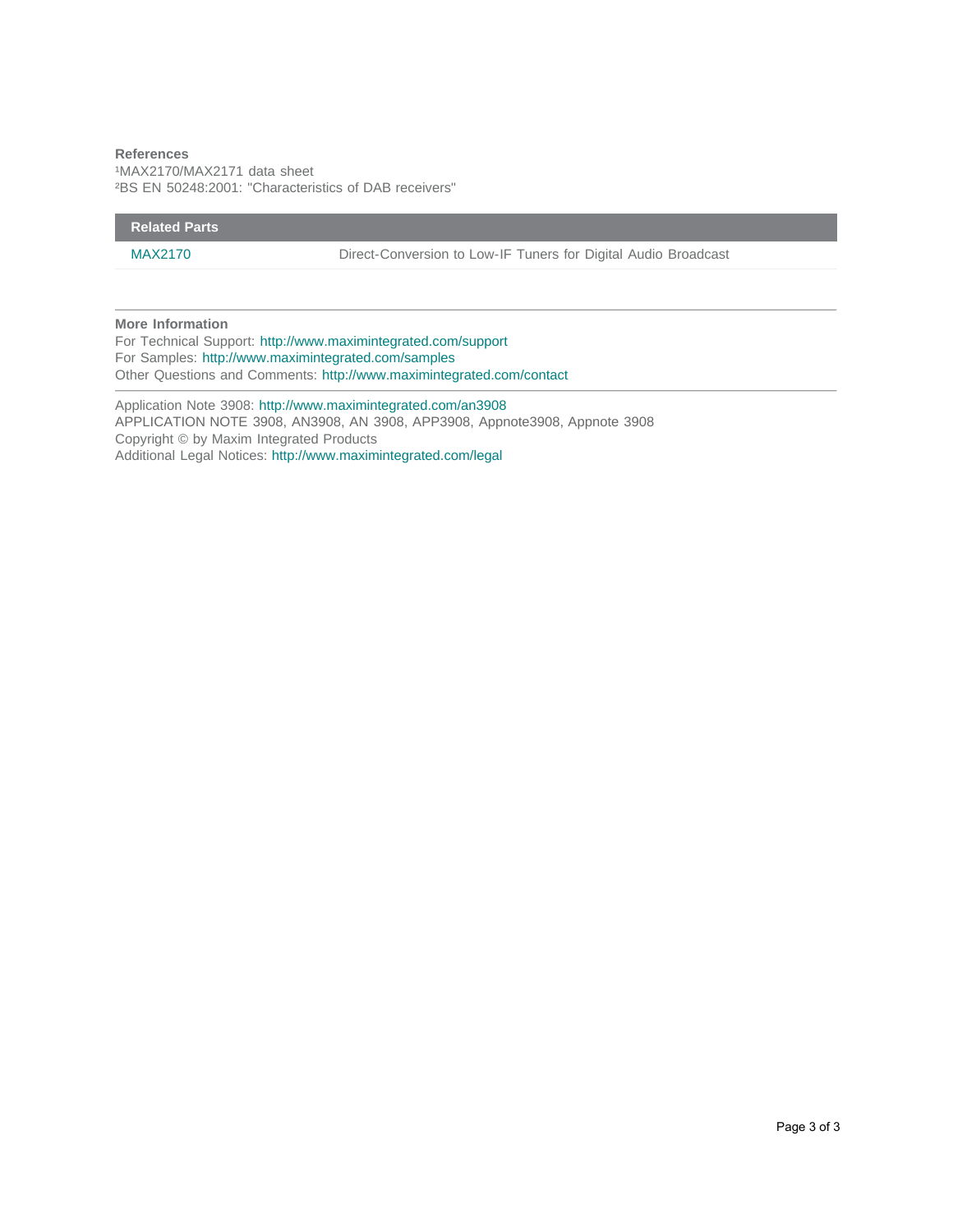**References**

[1]MAX2170/MAX2171 data sheet
[2]BS EN 50248:2001: "Characteristics of DAB receivers"

| Related Parts | |
| --- | --- |
| MAX2170 | Direct-Conversion to Low-IF Tuners for Digital Audio Broadcast |

**More Information**

For Technical Support: http://www.maximintegrated.com/support
For Samples: http://www.maximintegrated.com/samples
Other Questions and Comments: http://www.maximintegrated.com/contact

Application Note 3908: http://www.maximintegrated.com/an3908
APPLICATION NOTE 3908, AN3908, AN 3908, APP3908, Appnote3908, Appnote 3908
Copyright © by Maxim Integrated Products
Additional Legal Notices: http://www.maximintegrated.com/legal